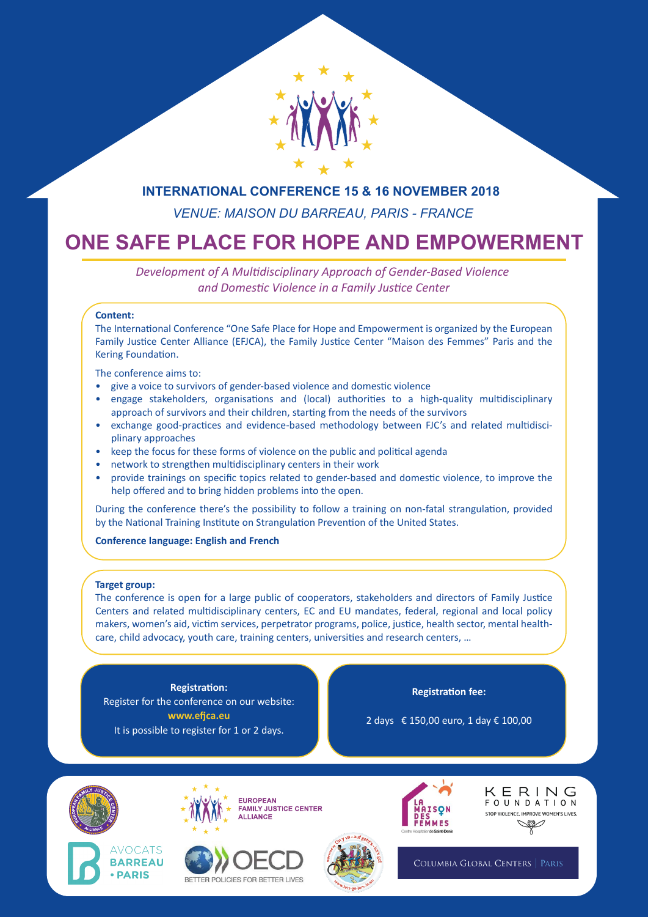**INTERNATIONAL CONFERENCE 15 & 16 NOVEMBER 2018**

*VENUE: MAISON DU BARREAU, PARIS - FRANCE*

# ONE SAFE PLACE FOR HOPE AND EMPOWERMENT

*Development of A Multidisciplinary Approach of Gender-Based Violence and Domestic Violence in a Family Justice Center*

**Content:**

The International Conference "One Safe Place for Hope and Empowerment is organized by the European Family Justice Center Alliance (EFJCA), the Family Justice Center "Maison des Femmes" Paris and the Kering Foundation.

The conference aims to:

- give a voice to survivors of gender-based violence and domestic violence
- engage stakeholders, organisations and (local) authorities to a high-quality multidisciplinary approach of survivors and their children, starting from the needs of the survivors
- exchange good-practices and evidence-based methodology between FJC's and related multidisciplinary approaches
- keep the focus for these forms of violence on the public and political agenda
- network to strengthen multidisciplinary centers in their work
- provide trainings on specific topics related to gender-based and domestic violence, to improve the help offered and to bring hidden problems into the open.

During the conference there's the possibility to follow a training on non-fatal strangulation, provided by the National Training Institute on Strangulation Prevention of the United States.

**Conference language: English and French**

**Target group:**

The conference is open for a large public of cooperators, stakeholders and directors of Family Justice Centers and related multidisciplinary centers, EC and EU mandates, federal, regional and local policy makers, women's aid, victim services, perpetrator programs, police, justice, health sector, mental healthcare, child advocacy, youth care, training centers, universities and research centers, …

**Registration:**

Register for the conference on our website:

**www.efjca.eu**

It is possible to register for 1 or 2 days.

**Registration fee:**

2 days € 150,00 euro, 1 day € 100,00

EUROPEAN FAMILY JUSTICE CENTER ALLIANCE

LA MAISON DES FEMMES

KERING FOUNDATION — STOP VIOLENCE. IMPROVE WOMEN'S LIVES.

AVOCATS BARREAU • PARIS

OECD — BETTER POLICIES FOR BETTER LIVES

COLUMBIA GLOBAL CENTERS | PARIS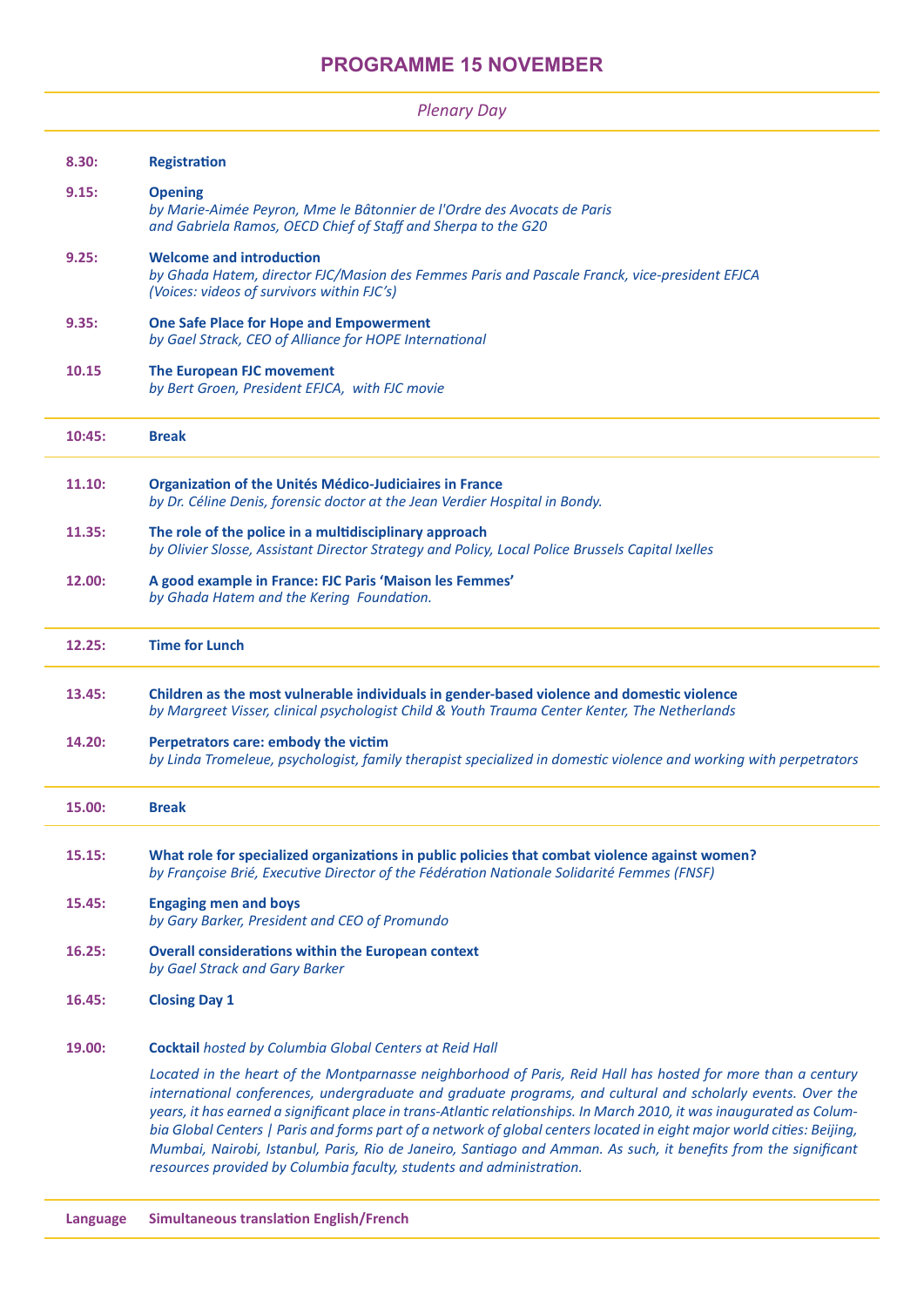# PROGRAMME 15 NOVEMBER

*Plenary Day*

**8.30:** **Registration**

**9.15:** **Opening**
*by Marie-Aimée Peyron, Mme le Bâtonnier de l'Ordre des Avocats de Paris and Gabriela Ramos, OECD Chief of Staff and Sherpa to the G20*

**9.25:** **Welcome and introduction**
*by Ghada Hatem, director FJC/Masion des Femmes Paris and Pascale Franck, vice-president EFJCA (Voices: videos of survivors within FJC's)*

**9.35:** **One Safe Place for Hope and Empowerment**
*by Gael Strack, CEO of Alliance for HOPE International*

**10.15** **The European FJC movement**
*by Bert Groen, President EFJCA, with FJC movie*

**10:45:** **Break**

**11.10:** **Organization of the Unités Médico-Judiciaires in France**
*by Dr. Céline Denis, forensic doctor at the Jean Verdier Hospital in Bondy.*

**11.35:** **The role of the police in a multidisciplinary approach**
*by Olivier Slosse, Assistant Director Strategy and Policy, Local Police Brussels Capital Ixelles*

**12.00:** **A good example in France: FJC Paris 'Maison les Femmes'**
*by Ghada Hatem and the Kering Foundation.*

**12.25:** **Time for Lunch**

**13.45:** **Children as the most vulnerable individuals in gender-based violence and domestic violence**
*by Margreet Visser, clinical psychologist Child & Youth Trauma Center Kenter, The Netherlands*

**14.20:** **Perpetrators care: embody the victim**
*by Linda Tromeleue, psychologist, family therapist specialized in domestic violence and working with perpetrators*

**15.00:** **Break**

**15.15:** **What role for specialized organizations in public policies that combat violence against women?**
*by Françoise Brié, Executive Director of the Fédération Nationale Solidarité Femmes (FNSF)*

**15.45:** **Engaging men and boys**
*by Gary Barker, President and CEO of Promundo*

**16.25:** **Overall considerations within the European context**
*by Gael Strack and Gary Barker*

**16.45:** **Closing Day 1**

**19.00:** **Cocktail** *hosted by Columbia Global Centers at Reid Hall*

*Located in the heart of the Montparnasse neighborhood of Paris, Reid Hall has hosted for more than a century international conferences, undergraduate and graduate programs, and cultural and scholarly events. Over the years, it has earned a significant place in trans-Atlantic relationships. In March 2010, it was inaugurated as Columbia Global Centers | Paris and forms part of a network of global centers located in eight major world cities: Beijing, Mumbai, Nairobi, Istanbul, Paris, Rio de Janeiro, Santiago and Amman. As such, it benefits from the significant resources provided by Columbia faculty, students and administration.*

**Language** **Simultaneous translation English/French**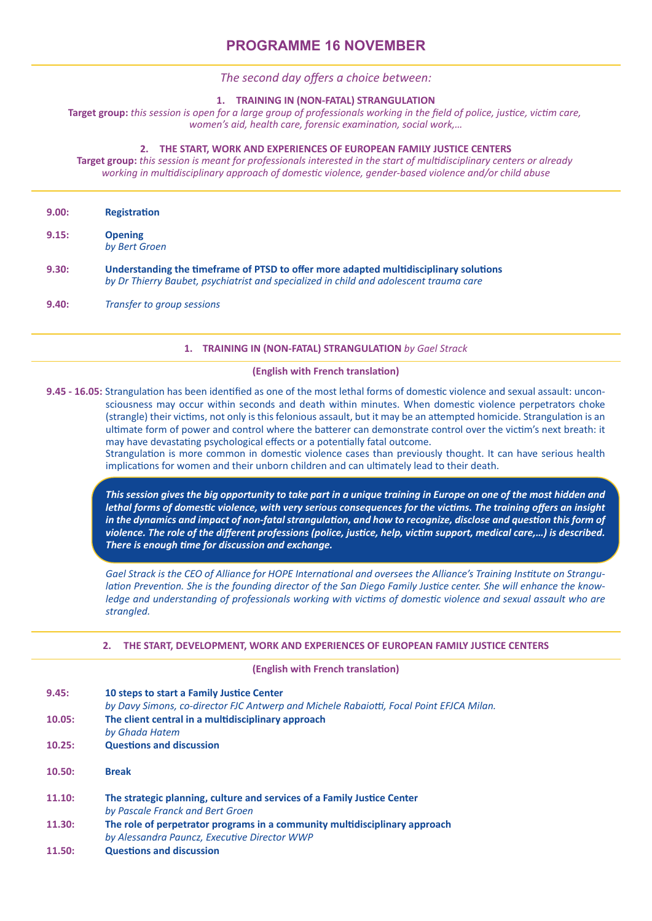# PROGRAMME 16 NOVEMBER

*The second day offers a choice between:*

**1. TRAINING IN (NON-FATAL) STRANGULATION**

**Target group:** *this session is open for a large group of professionals working in the field of police, justice, victim care, women's aid, health care, forensic examination, social work,…*

**2. THE START, WORK AND EXPERIENCES OF EUROPEAN FAMILY JUSTICE CENTERS**

**Target group:** *this session is meant for professionals interested in the start of multidisciplinary centers or already working in multidisciplinary approach of domestic violence, gender-based violence and/or child abuse*

---

**9.00:** **Registration**

**9.15:** **Opening**
*by Bert Groen*

**9.30:** **Understanding the timeframe of PTSD to offer more adapted multidisciplinary solutions**
*by Dr Thierry Baubet, psychiatrist and specialized in child and adolescent trauma care*

**9.40:** *Transfer to group sessions*

---

## 1. TRAINING IN (NON-FATAL) STRANGULATION *by Gael Strack*

**(English with French translation)**

**9.45 - 16.05:** Strangulation has been identified as one of the most lethal forms of domestic violence and sexual assault: unconsciousness may occur within seconds and death within minutes. When domestic violence perpetrators choke (strangle) their victims, not only is this felonious assault, but it may be an attempted homicide. Strangulation is an ultimate form of power and control where the batterer can demonstrate control over the victim's next breath: it may have devastating psychological effects or a potentially fatal outcome.
Strangulation is more common in domestic violence cases than previously thought. It can have serious health implications for women and their unborn children and can ultimately lead to their death.

***This session gives the big opportunity to take part in a unique training in Europe on one of the most hidden and lethal forms of domestic violence, with very serious consequences for the victims. The training offers an insight in the dynamics and impact of non-fatal strangulation, and how to recognize, disclose and question this form of violence. The role of the different professions (police, justice, help, victim support, medical care,…) is described. There is enough time for discussion and exchange.***

*Gael Strack is the CEO of Alliance for HOPE International and oversees the Alliance's Training Institute on Strangulation Prevention. She is the founding director of the San Diego Family Justice center. She will enhance the knowledge and understanding of professionals working with victims of domestic violence and sexual assault who are strangled.*

---

## 2. THE START, DEVELOPMENT, WORK AND EXPERIENCES OF EUROPEAN FAMILY JUSTICE CENTERS

**(English with French translation)**

**9.45:** **10 steps to start a Family Justice Center**
*by Davy Simons, co-director FJC Antwerp and Michele Rabaiotti, Focal Point EFJCA Milan.*

**10.05:** **The client central in a multidisciplinary approach**
*by Ghada Hatem*

**10.25:** **Questions and discussion**

**10.50:** **Break**

**11.10:** **The strategic planning, culture and services of a Family Justice Center**
*by Pascale Franck and Bert Groen*

**11.30:** **The role of perpetrator programs in a community multidisciplinary approach**
*by Alessandra Pauncz, Executive Director WWP*

**11.50:** **Questions and discussion**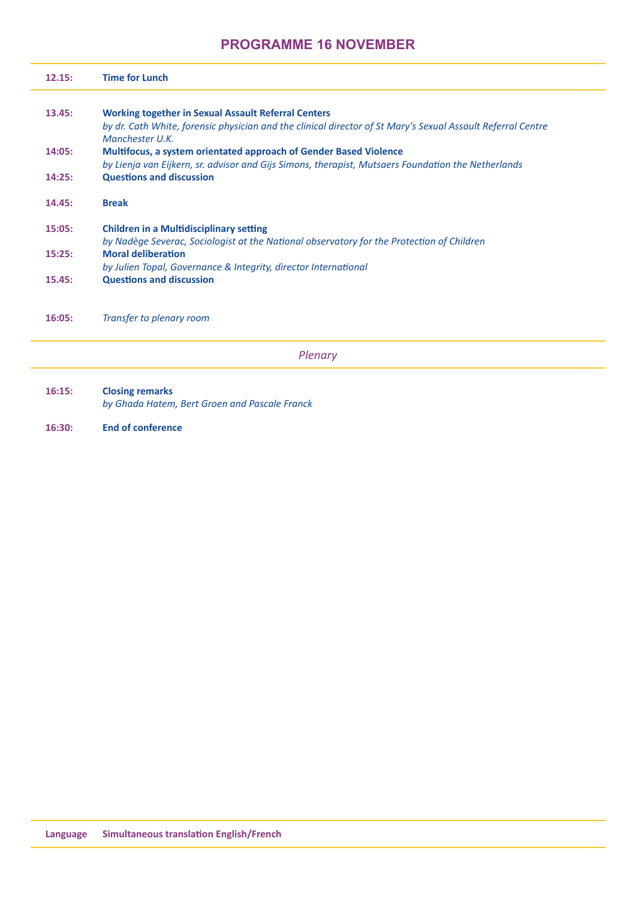# PROGRAMME 16 NOVEMBER

**12.15:** **Time for Lunch**

**13.45:** **Working together in Sexual Assault Referral Centers**
*by dr. Cath White, forensic physician and the clinical director of St Mary's Sexual Assault Referral Centre Manchester U.K.*

**14:05:** **Multifocus, a system orientated approach of Gender Based Violence**
*by Lienja van Eijkern, sr. advisor and Gijs Simons, therapist, Mutsaers Foundation the Netherlands*

**14:25:** **Questions and discussion**

**14.45:** **Break**

**15:05:** **Children in a Multidisciplinary setting**
*by Nadège Severac, Sociologist at the National observatory for the Protection of Children*

**15:25:** **Moral deliberation**
*by Julien Topal, Governance & Integrity, director International*

**15.45:** **Questions and discussion**

**16:05:** *Transfer to plenary room*

*Plenary*

**16:15:** **Closing remarks**
*by Ghada Hatem, Bert Groen and Pascale Franck*

**16:30:** **End of conference**

**Language** **Simultaneous translation English/French**